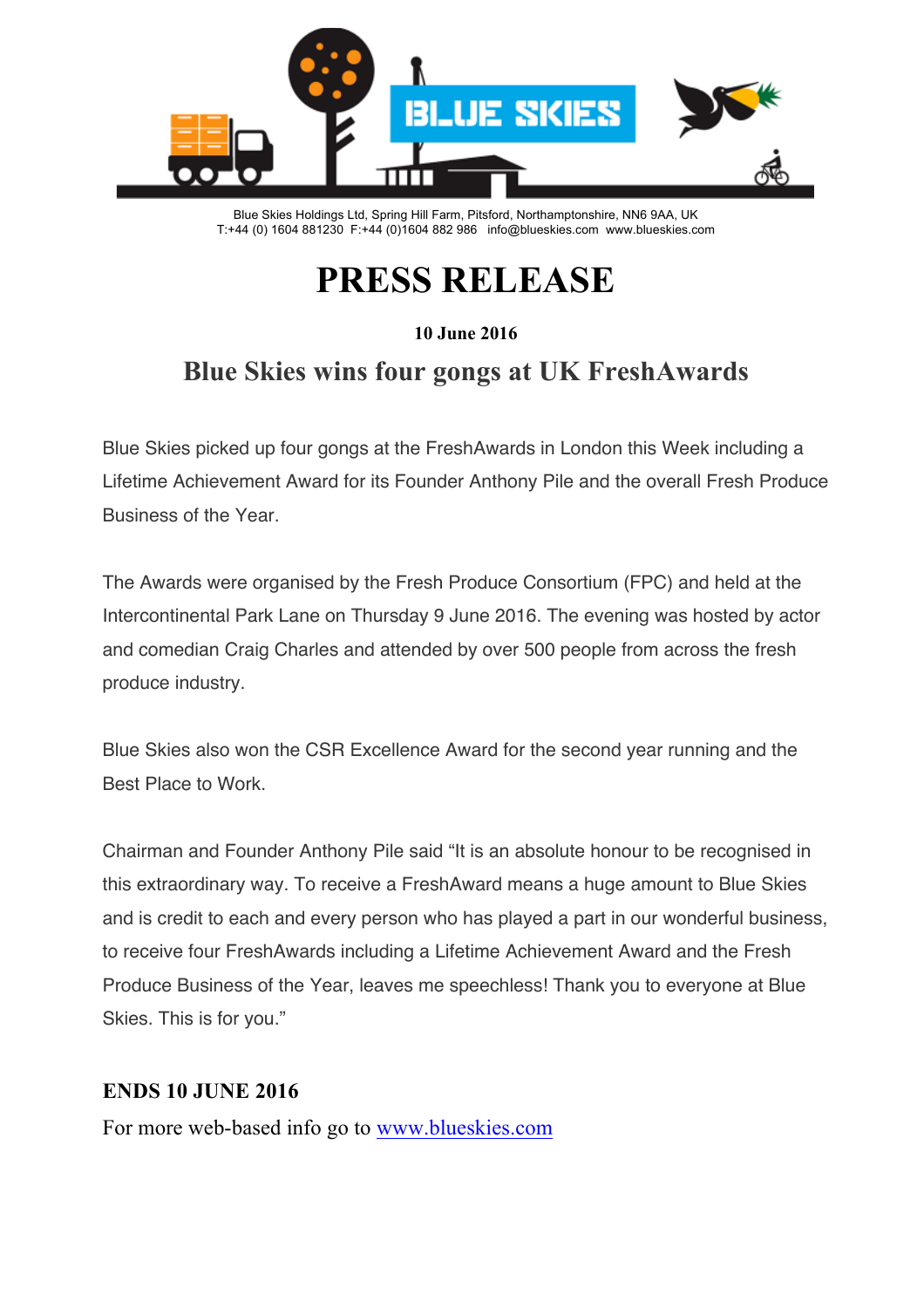Blue Skies Holdings Ltd, Spring Hill Farm, Pitsford, Northamptonshire, NN6 9AA, UK
T:+44 (0) 1604 881230 F:+44 (0)1604 882 986 info@blueskies.com www.blueskies.com

# PRESS RELEASE

**10 June 2016**

## Blue Skies wins four gongs at UK FreshAwards

Blue Skies picked up four gongs at the FreshAwards in London this Week including a Lifetime Achievement Award for its Founder Anthony Pile and the overall Fresh Produce Business of the Year.

The Awards were organised by the Fresh Produce Consortium (FPC) and held at the Intercontinental Park Lane on Thursday 9 June 2016. The evening was hosted by actor and comedian Craig Charles and attended by over 500 people from across the fresh produce industry.

Blue Skies also won the CSR Excellence Award for the second year running and the Best Place to Work.

Chairman and Founder Anthony Pile said "It is an absolute honour to be recognised in this extraordinary way. To receive a FreshAward means a huge amount to Blue Skies and is credit to each and every person who has played a part in our wonderful business, to receive four FreshAwards including a Lifetime Achievement Award and the Fresh Produce Business of the Year, leaves me speechless! Thank you to everyone at Blue Skies. This is for you."

**ENDS 10 JUNE 2016**

For more web-based info go to [www.blueskies.com](http://www.blueskies.com)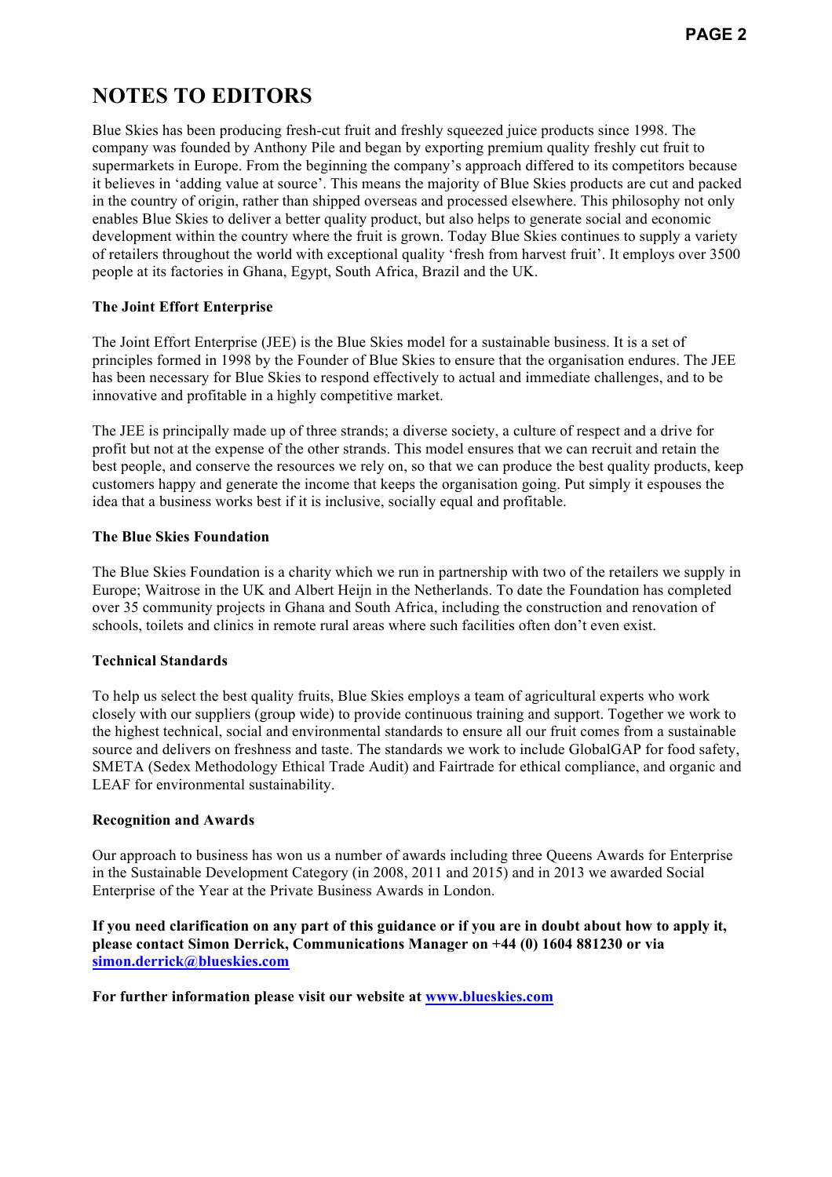# NOTES TO EDITORS

Blue Skies has been producing fresh-cut fruit and freshly squeezed juice products since 1998. The company was founded by Anthony Pile and began by exporting premium quality freshly cut fruit to supermarkets in Europe. From the beginning the company's approach differed to its competitors because it believes in 'adding value at source'. This means the majority of Blue Skies products are cut and packed in the country of origin, rather than shipped overseas and processed elsewhere. This philosophy not only enables Blue Skies to deliver a better quality product, but also helps to generate social and economic development within the country where the fruit is grown. Today Blue Skies continues to supply a variety of retailers throughout the world with exceptional quality 'fresh from harvest fruit'. It employs over 3500 people at its factories in Ghana, Egypt, South Africa, Brazil and the UK.

**The Joint Effort Enterprise**

The Joint Effort Enterprise (JEE) is the Blue Skies model for a sustainable business. It is a set of principles formed in 1998 by the Founder of Blue Skies to ensure that the organisation endures. The JEE has been necessary for Blue Skies to respond effectively to actual and immediate challenges, and to be innovative and profitable in a highly competitive market.

The JEE is principally made up of three strands; a diverse society, a culture of respect and a drive for profit but not at the expense of the other strands. This model ensures that we can recruit and retain the best people, and conserve the resources we rely on, so that we can produce the best quality products, keep customers happy and generate the income that keeps the organisation going. Put simply it espouses the idea that a business works best if it is inclusive, socially equal and profitable.

**The Blue Skies Foundation**

The Blue Skies Foundation is a charity which we run in partnership with two of the retailers we supply in Europe; Waitrose in the UK and Albert Heijn in the Netherlands. To date the Foundation has completed over 35 community projects in Ghana and South Africa, including the construction and renovation of schools, toilets and clinics in remote rural areas where such facilities often don't even exist.

**Technical Standards**

To help us select the best quality fruits, Blue Skies employs a team of agricultural experts who work closely with our suppliers (group wide) to provide continuous training and support. Together we work to the highest technical, social and environmental standards to ensure all our fruit comes from a sustainable source and delivers on freshness and taste. The standards we work to include GlobalGAP for food safety, SMETA (Sedex Methodology Ethical Trade Audit) and Fairtrade for ethical compliance, and organic and LEAF for environmental sustainability.

**Recognition and Awards**

Our approach to business has won us a number of awards including three Queens Awards for Enterprise in the Sustainable Development Category (in 2008, 2011 and 2015) and in 2013 we awarded Social Enterprise of the Year at the Private Business Awards in London.

**If you need clarification on any part of this guidance or if you are in doubt about how to apply it, please contact Simon Derrick, Communications Manager on +44 (0) 1604 881230 or via [simon.derrick@blueskies.com](mailto:simon.derrick@blueskies.com)**

**For further information please visit our website at [www.blueskies.com](http://www.blueskies.com)**